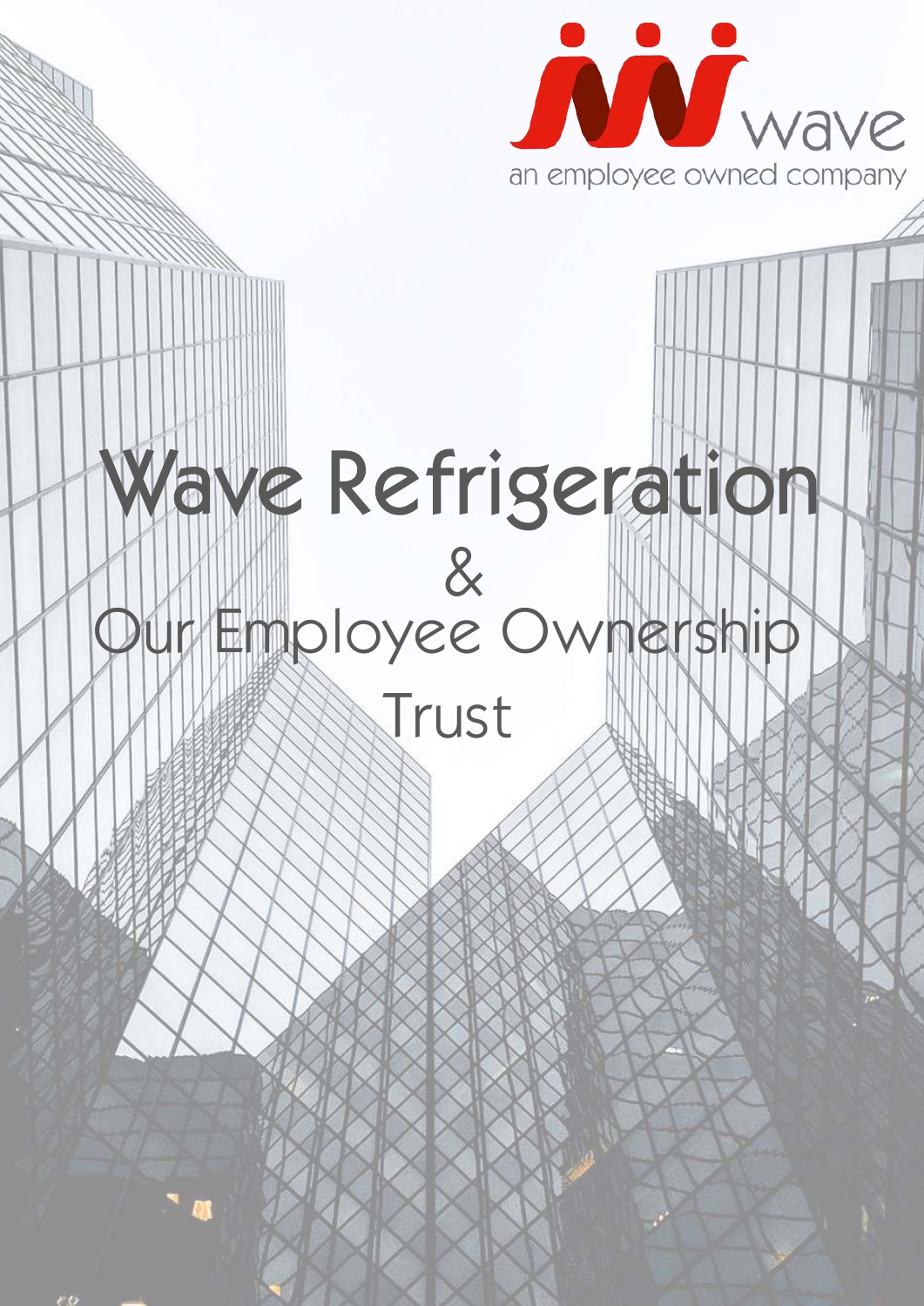wave

an employee owned company

# Wave Refrigeration

&

# Our Employee Ownership Trust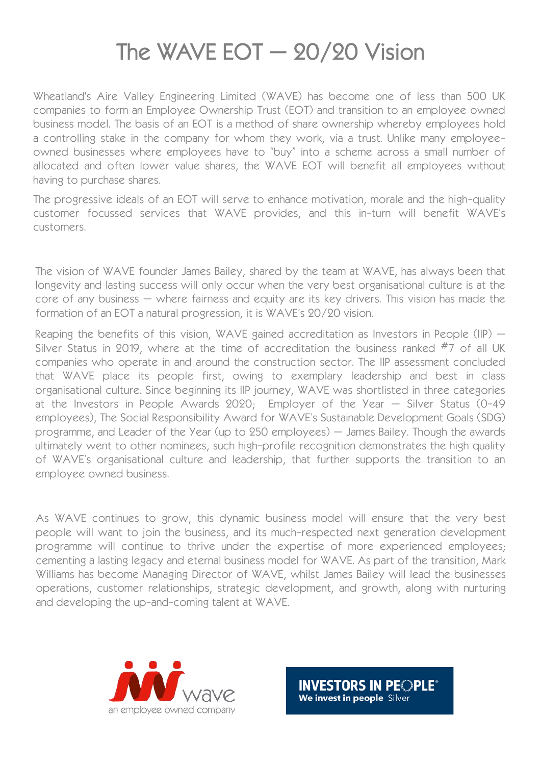# The WAVE EOT – 20/20 Vision

Wheatland's Aire Valley Engineering Limited (WAVE) has become one of less than 500 UK companies to form an Employee Ownership Trust (EOT) and transition to an employee owned business model. The basis of an EOT is a method of share ownership whereby employees hold a controlling stake in the company for whom they work, via a trust. Unlike many employee-owned businesses where employees have to "buy" into a scheme across a small number of allocated and often lower value shares, the WAVE EOT will benefit all employees without having to purchase shares.

The progressive ideals of an EOT will serve to enhance motivation, morale and the high-quality customer focussed services that WAVE provides, and this in-turn will benefit WAVE's customers.

The vision of WAVE founder James Bailey, shared by the team at WAVE, has always been that longevity and lasting success will only occur when the very best organisational culture is at the core of any business – where fairness and equity are its key drivers. This vision has made the formation of an EOT a natural progression, it is WAVE's 20/20 vision.

Reaping the benefits of this vision, WAVE gained accreditation as Investors in People (IIP) – Silver Status in 2019, where at the time of accreditation the business ranked #7 of all UK companies who operate in and around the construction sector. The IIP assessment concluded that WAVE place its people first, owing to exemplary leadership and best in class organisational culture. Since beginning its IIP journey, WAVE was shortlisted in three categories at the Investors in People Awards 2020; Employer of the Year – Silver Status (0-49 employees), The Social Responsibility Award for WAVE's Sustainable Development Goals (SDG) programme, and Leader of the Year (up to 250 employees) – James Bailey. Though the awards ultimately went to other nominees, such high-profile recognition demonstrates the high quality of WAVE's organisational culture and leadership, that further supports the transition to an employee owned business.

As WAVE continues to grow, this dynamic business model will ensure that the very best people will want to join the business, and its much-respected next generation development programme will continue to thrive under the expertise of more experienced employees; cementing a lasting legacy and eternal business model for WAVE. As part of the transition, Mark Williams has become Managing Director of WAVE, whilst James Bailey will lead the businesses operations, customer relationships, strategic development, and growth, along with nurturing and developing the up-and-coming talent at WAVE.

wave
an employee owned company

INVESTORS IN PEOPLE®
We invest in people Silver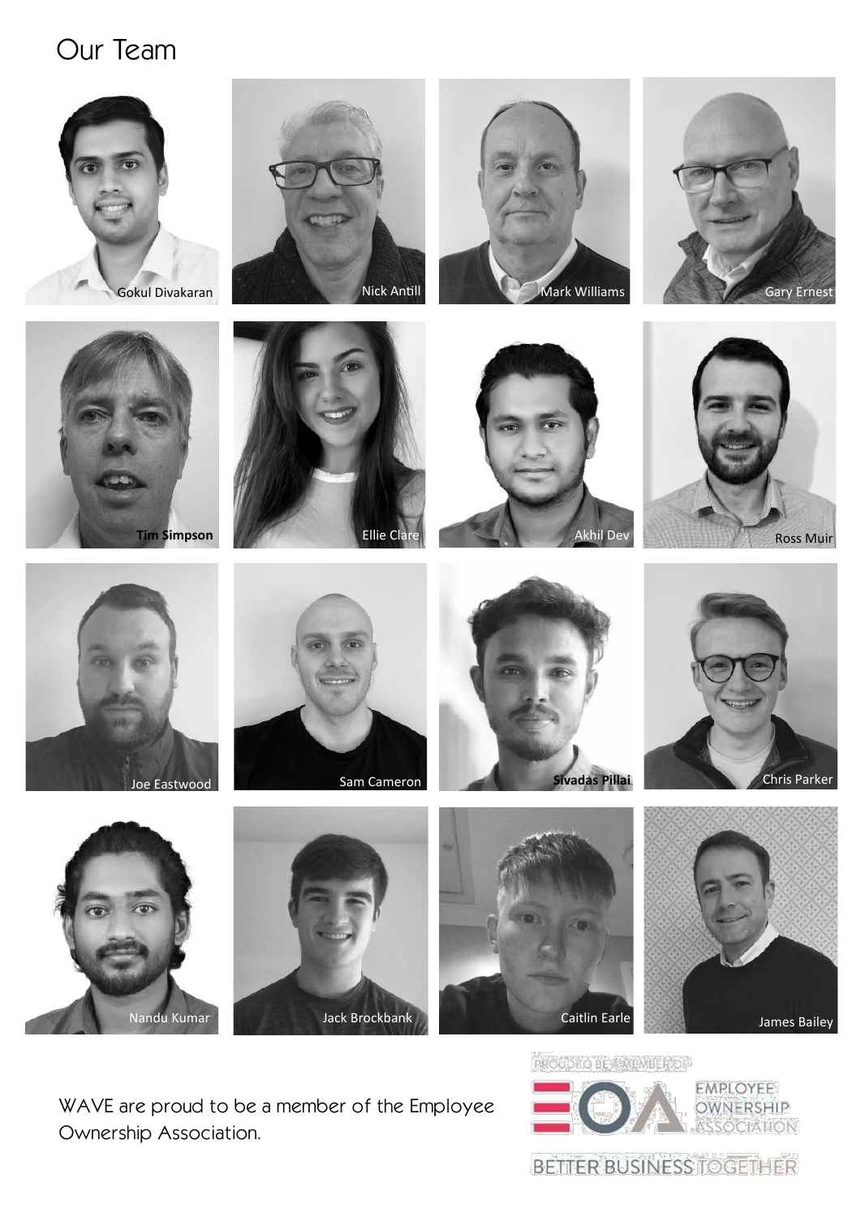# Our Team

Gokul Divakaran

Nick Antill

Mark Williams

Gary Ernest

**Tim Simpson**

Ellie Clare

Akhil Dev

Ross Muir

Joe Eastwood

Sam Cameron

**Sivadas Pillai**

Chris Parker

Nandu Kumar

Jack Brockbank

Caitlin Earle

James Bailey

WAVE are proud to be a member of the Employee Ownership Association.

PROUD TO BE A MEMBER OF

EOA EMPLOYEE OWNERSHIP ASSOCIATION

BETTER BUSINESS TOGETHER